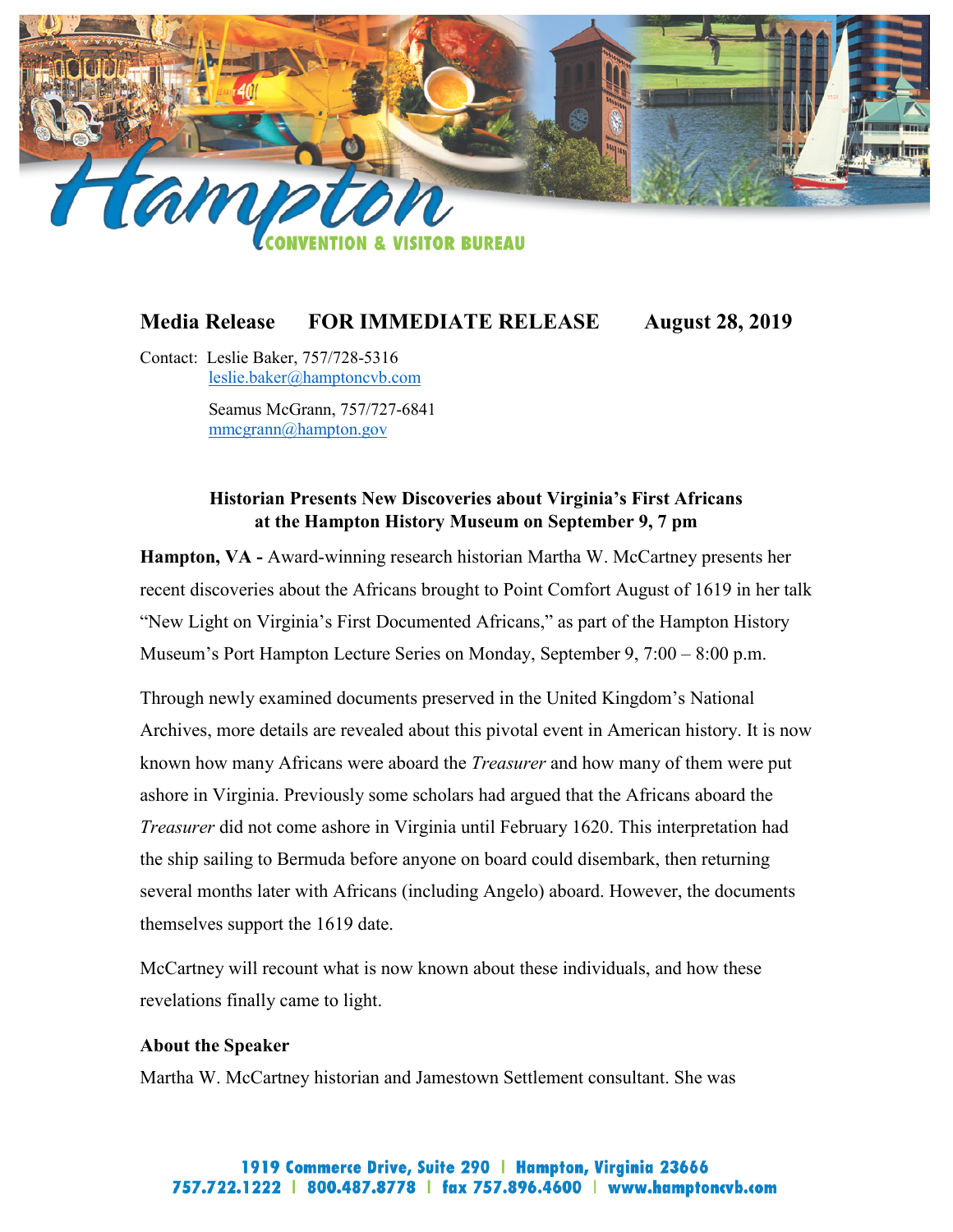Hampton CONVENTION & VISITOR BUREAU

**Media Release FOR IMMEDIATE RELEASE August 28, 2019**

Contact: Leslie Baker, 757/728-5316
leslie.baker@hamptoncvb.com

Seamus McGrann, 757/727-6841
mmcgrann@hampton.gov

**Historian Presents New Discoveries about Virginia's First Africans at the Hampton History Museum on September 9, 7 pm**

**Hampton, VA -** Award-winning research historian Martha W. McCartney presents her recent discoveries about the Africans brought to Point Comfort August of 1619 in her talk "New Light on Virginia's First Documented Africans," as part of the Hampton History Museum's Port Hampton Lecture Series on Monday, September 9, 7:00 – 8:00 p.m.

Through newly examined documents preserved in the United Kingdom's National Archives, more details are revealed about this pivotal event in American history. It is now known how many Africans were aboard the *Treasurer* and how many of them were put ashore in Virginia. Previously some scholars had argued that the Africans aboard the *Treasurer* did not come ashore in Virginia until February 1620. This interpretation had the ship sailing to Bermuda before anyone on board could disembark, then returning several months later with Africans (including Angelo) aboard. However, the documents themselves support the 1619 date.

McCartney will recount what is now known about these individuals, and how these revelations finally came to light.

**About the Speaker**

Martha W. McCartney historian and Jamestown Settlement consultant. She was

1919 Commerce Drive, Suite 290 | Hampton, Virginia 23666
757.722.1222 | 800.487.8778 | fax 757.896.4600 | www.hamptoncvb.com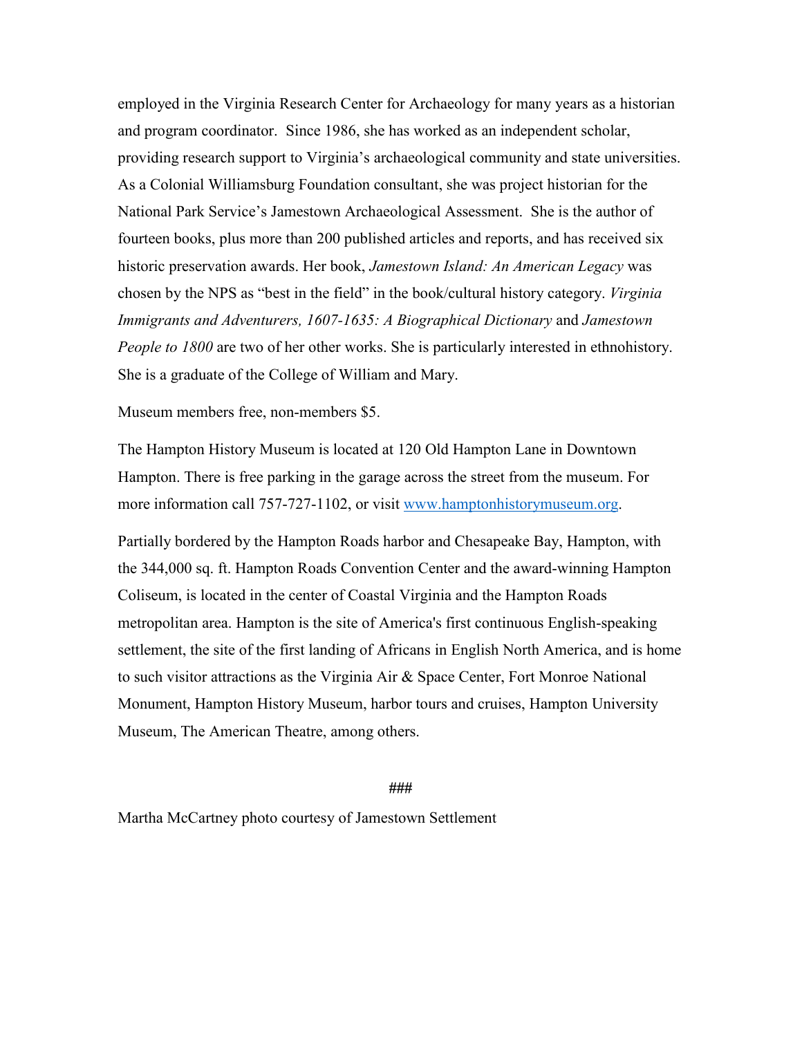employed in the Virginia Research Center for Archaeology for many years as a historian and program coordinator. Since 1986, she has worked as an independent scholar, providing research support to Virginia's archaeological community and state universities. As a Colonial Williamsburg Foundation consultant, she was project historian for the National Park Service's Jamestown Archaeological Assessment. She is the author of fourteen books, plus more than 200 published articles and reports, and has received six historic preservation awards. Her book, *Jamestown Island: An American Legacy* was chosen by the NPS as "best in the field" in the book/cultural history category. *Virginia Immigrants and Adventurers, 1607-1635: A Biographical Dictionary* and *Jamestown People to 1800* are two of her other works. She is particularly interested in ethnohistory. She is a graduate of the College of William and Mary.

Museum members free, non-members $5.

The Hampton History Museum is located at 120 Old Hampton Lane in Downtown Hampton. There is free parking in the garage across the street from the museum. For more information call 757-727-1102, or visit [www.hamptonhistorymuseum.org](http://www.hamptonhistorymuseum.org).

Partially bordered by the Hampton Roads harbor and Chesapeake Bay, Hampton, with the 344,000 sq. ft. Hampton Roads Convention Center and the award-winning Hampton Coliseum, is located in the center of Coastal Virginia and the Hampton Roads metropolitan area. Hampton is the site of America's first continuous English-speaking settlement, the site of the first landing of Africans in English North America, and is home to such visitor attractions as the Virginia Air & Space Center, Fort Monroe National Monument, Hampton History Museum, harbor tours and cruises, Hampton University Museum, The American Theatre, among others.

###

Martha McCartney photo courtesy of Jamestown Settlement